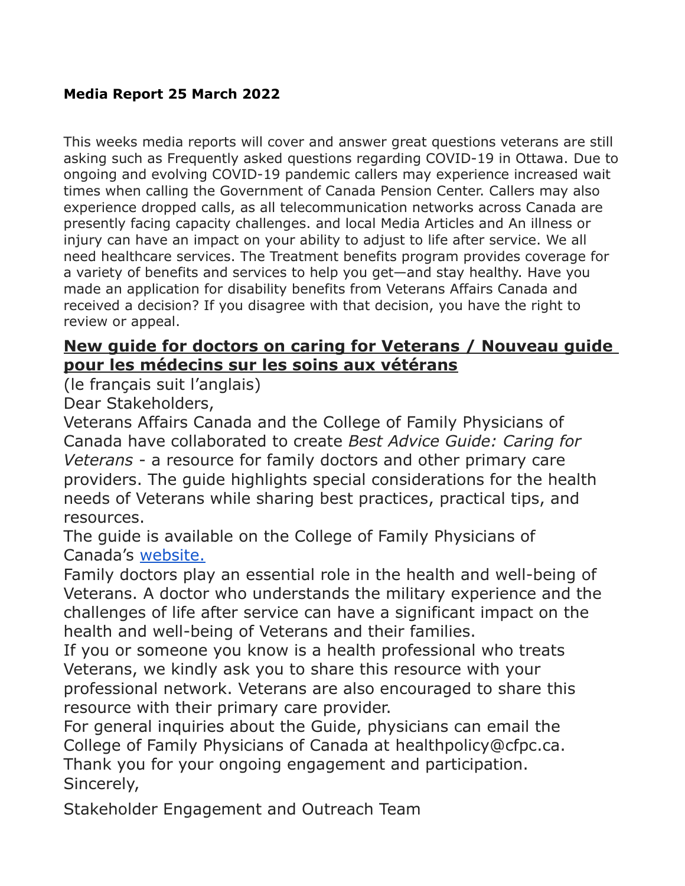**Media Report 25 March 2022**

This weeks media reports will cover and answer great questions veterans are still asking such as Frequently asked questions regarding COVID-19 in Ottawa. Due to ongoing and evolving COVID-19 pandemic callers may experience increased wait times when calling the Government of Canada Pension Center. Callers may also experience dropped calls, as all telecommunication networks across Canada are presently facing capacity challenges. and local Media Articles and An illness or injury can have an impact on your ability to adjust to life after service. We all need healthcare services. The Treatment benefits program provides coverage for a variety of benefits and services to help you get—and stay healthy. Have you made an application for disability benefits from Veterans Affairs Canada and received a decision? If you disagree with that decision, you have the right to review or appeal.

## New guide for doctors on caring for Veterans / Nouveau guide pour les médecins sur les soins aux vétérans

(le français suit l'anglais)

Dear Stakeholders,

Veterans Affairs Canada and the College of Family Physicians of Canada have collaborated to create *Best Advice Guide: Caring for Veterans* - a resource for family doctors and other primary care providers. The guide highlights special considerations for the health needs of Veterans while sharing best practices, practical tips, and resources.

The guide is available on the College of Family Physicians of Canada's website.

Family doctors play an essential role in the health and well-being of Veterans. A doctor who understands the military experience and the challenges of life after service can have a significant impact on the health and well-being of Veterans and their families.

If you or someone you know is a health professional who treats Veterans, we kindly ask you to share this resource with your professional network. Veterans are also encouraged to share this resource with their primary care provider.

For general inquiries about the Guide, physicians can email the College of Family Physicians of Canada at healthpolicy@cfpc.ca.

Thank you for your ongoing engagement and participation.

Sincerely,

Stakeholder Engagement and Outreach Team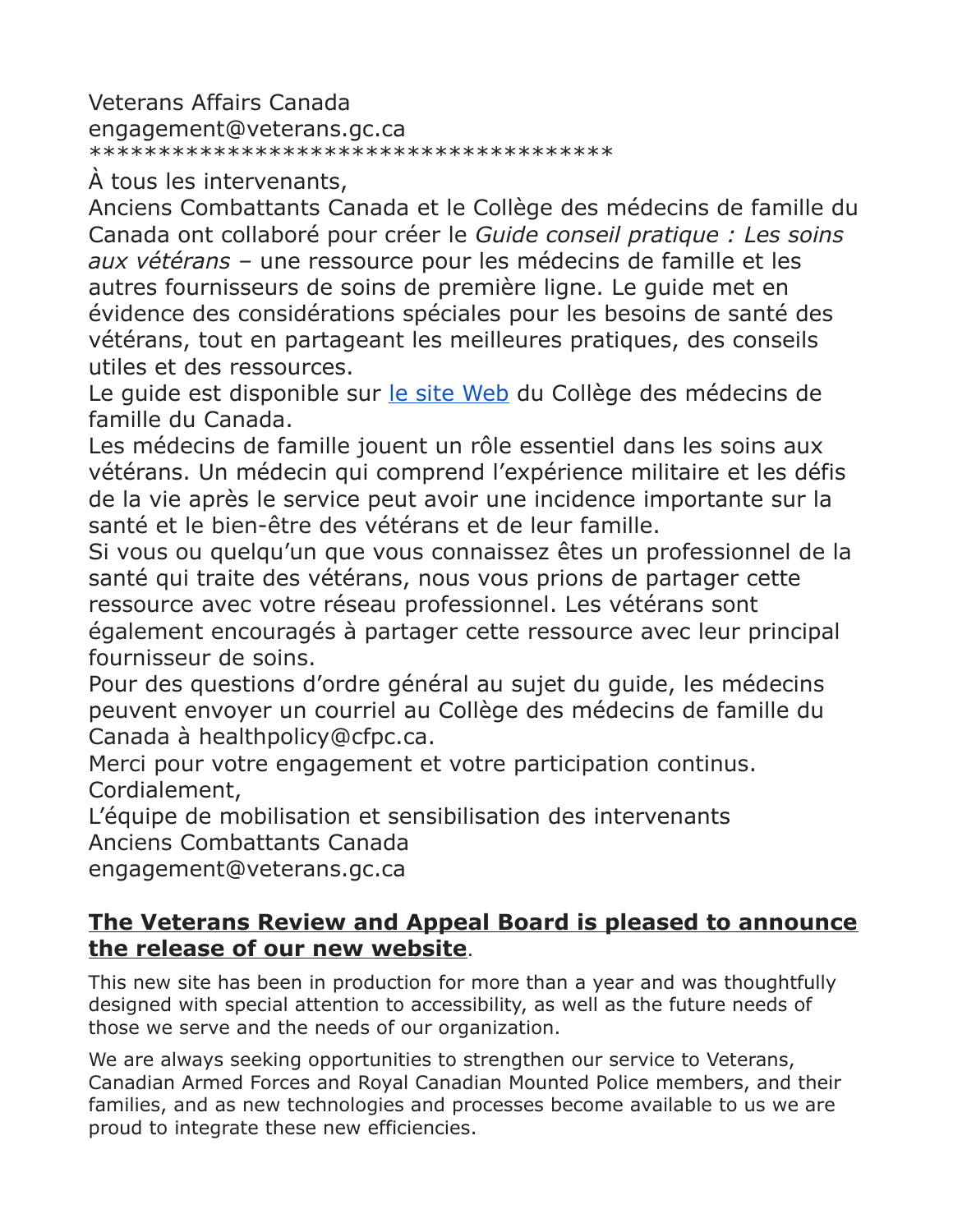Veterans Affairs Canada
engagement@veterans.gc.ca
*************************************

À tous les intervenants,

Anciens Combattants Canada et le Collège des médecins de famille du Canada ont collaboré pour créer le *Guide conseil pratique : Les soins aux vétérans* – une ressource pour les médecins de famille et les autres fournisseurs de soins de première ligne. Le guide met en évidence des considérations spéciales pour les besoins de santé des vétérans, tout en partageant les meilleures pratiques, des conseils utiles et des ressources.

Le guide est disponible sur le site Web du Collège des médecins de famille du Canada.

Les médecins de famille jouent un rôle essentiel dans les soins aux vétérans. Un médecin qui comprend l'expérience militaire et les défis de la vie après le service peut avoir une incidence importante sur la santé et le bien-être des vétérans et de leur famille.

Si vous ou quelqu'un que vous connaissez êtes un professionnel de la santé qui traite des vétérans, nous vous prions de partager cette ressource avec votre réseau professionnel. Les vétérans sont également encouragés à partager cette ressource avec leur principal fournisseur de soins.

Pour des questions d'ordre général au sujet du guide, les médecins peuvent envoyer un courriel au Collège des médecins de famille du Canada à healthpolicy@cfpc.ca.

Merci pour votre engagement et votre participation continus.

Cordialement,

L'équipe de mobilisation et sensibilisation des intervenants
Anciens Combattants Canada
engagement@veterans.gc.ca

## The Veterans Review and Appeal Board is pleased to announce the release of our new website.

This new site has been in production for more than a year and was thoughtfully designed with special attention to accessibility, as well as the future needs of those we serve and the needs of our organization.

We are always seeking opportunities to strengthen our service to Veterans, Canadian Armed Forces and Royal Canadian Mounted Police members, and their families, and as new technologies and processes become available to us we are proud to integrate these new efficiencies.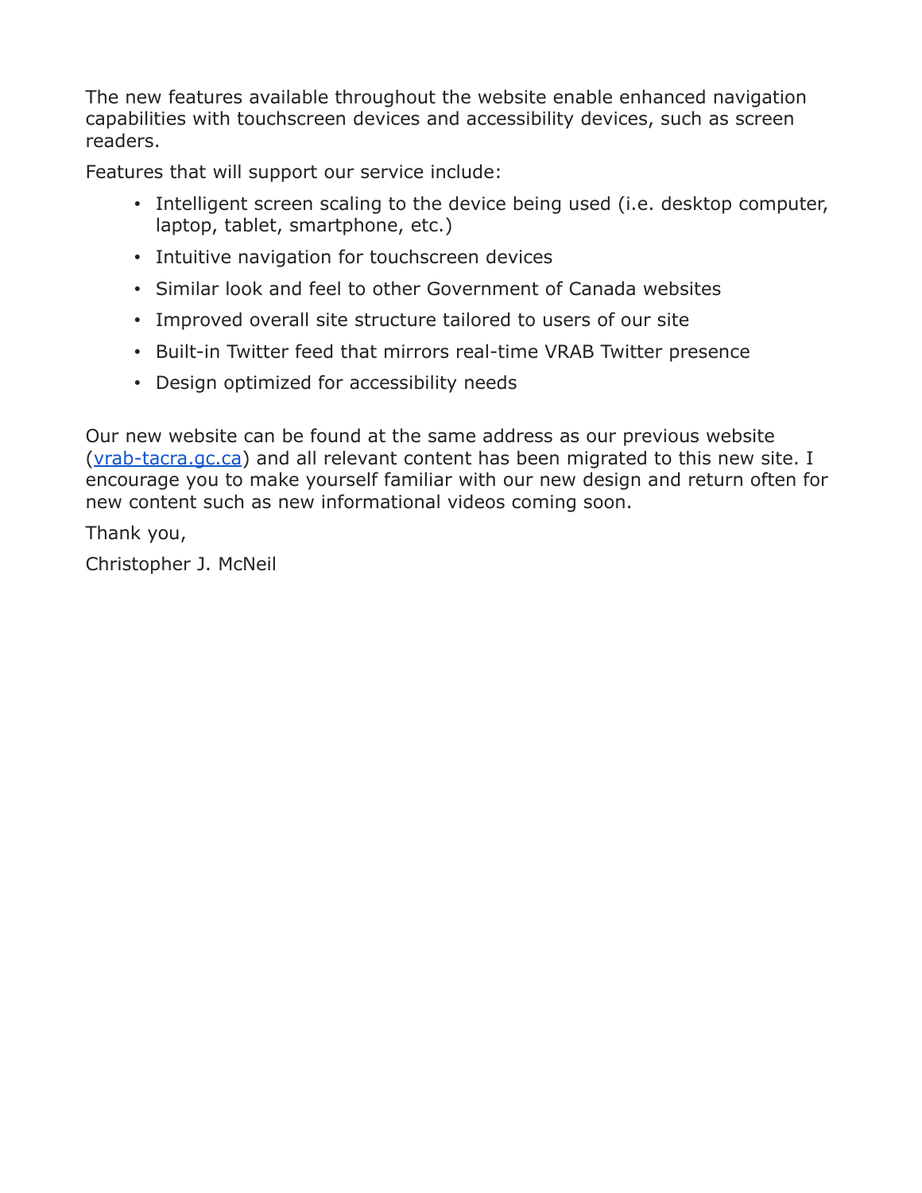The new features available throughout the website enable enhanced navigation capabilities with touchscreen devices and accessibility devices, such as screen readers.

Features that will support our service include:

- Intelligent screen scaling to the device being used (i.e. desktop computer, laptop, tablet, smartphone, etc.)
- Intuitive navigation for touchscreen devices
- Similar look and feel to other Government of Canada websites
- Improved overall site structure tailored to users of our site
- Built-in Twitter feed that mirrors real-time VRAB Twitter presence
- Design optimized for accessibility needs

Our new website can be found at the same address as our previous website ([vrab-tacra.gc.ca](vrab-tacra.gc.ca)) and all relevant content has been migrated to this new site. I encourage you to make yourself familiar with our new design and return often for new content such as new informational videos coming soon.

Thank you,

Christopher J. McNeil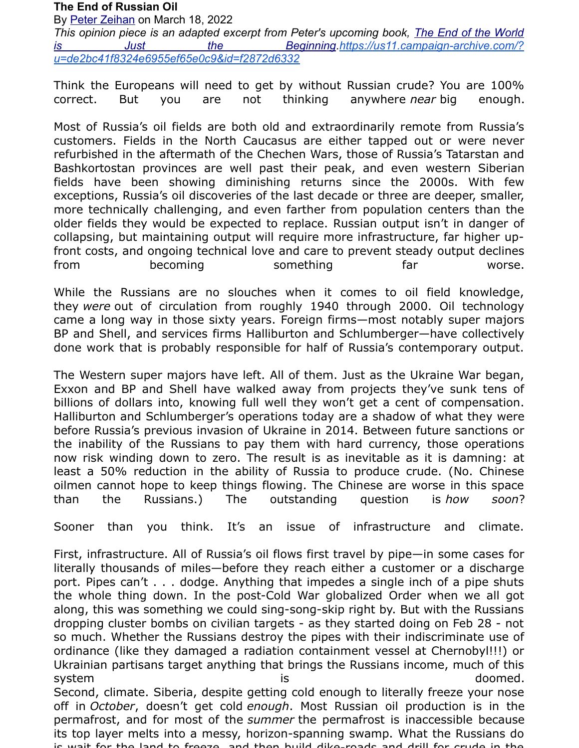**The End of Russian Oil**

By [Peter Zeihan](#) on March 18, 2022

*This opinion piece is an adapted excerpt from Peter's upcoming book, [The End of the World is Just the Beginning](#).[https://us11.campaign-archive.com/?u=de2bc41f8324e6955ef65e0c9&id=f2872d6332](https://us11.campaign-archive.com/?u=de2bc41f8324e6955ef65e0c9&id=f2872d6332)*

Think the Europeans will need to get by without Russian crude? You are 100% correct. But you are not thinking anywhere *near* big enough.

Most of Russia's oil fields are both old and extraordinarily remote from Russia's customers. Fields in the North Caucasus are either tapped out or were never refurbished in the aftermath of the Chechen Wars, those of Russia's Tatarstan and Bashkortostan provinces are well past their peak, and even western Siberian fields have been showing diminishing returns since the 2000s. With few exceptions, Russia's oil discoveries of the last decade or three are deeper, smaller, more technically challenging, and even farther from population centers than the older fields they would be expected to replace. Russian output isn't in danger of collapsing, but maintaining output will require more infrastructure, far higher up-front costs, and ongoing technical love and care to prevent steady output declines from becoming something far worse.

While the Russians are no slouches when it comes to oil field knowledge, they *were* out of circulation from roughly 1940 through 2000. Oil technology came a long way in those sixty years. Foreign firms—most notably super majors BP and Shell, and services firms Halliburton and Schlumberger—have collectively done work that is probably responsible for half of Russia's contemporary output.

The Western super majors have left. All of them. Just as the Ukraine War began, Exxon and BP and Shell have walked away from projects they've sunk tens of billions of dollars into, knowing full well they won't get a cent of compensation. Halliburton and Schlumberger's operations today are a shadow of what they were before Russia's previous invasion of Ukraine in 2014. Between future sanctions or the inability of the Russians to pay them with hard currency, those operations now risk winding down to zero. The result is as inevitable as it is damning: at least a 50% reduction in the ability of Russia to produce crude. (No. Chinese oilmen cannot hope to keep things flowing. The Chinese are worse in this space than the Russians.) The outstanding question is *how soon*?

Sooner than you think. It's an issue of infrastructure and climate.

First, infrastructure. All of Russia's oil flows first travel by pipe—in some cases for literally thousands of miles—before they reach either a customer or a discharge port. Pipes can't . . . dodge. Anything that impedes a single inch of a pipe shuts the whole thing down. In the post-Cold War globalized Order when we all got along, this was something we could sing-song-skip right by. But with the Russians dropping cluster bombs on civilian targets - as they started doing on Feb 28 - not so much. Whether the Russians destroy the pipes with their indiscriminate use of ordinance (like they damaged a radiation containment vessel at Chernobyl!!!) or Ukrainian partisans target anything that brings the Russians income, much of this system is doomed.

Second, climate. Siberia, despite getting cold enough to literally freeze your nose off in *October*, doesn't get cold *enough*. Most Russian oil production is in the permafrost, and for most of the *summer* the permafrost is inaccessible because its top layer melts into a messy, horizon-spanning swamp. What the Russians do is wait for the land to freeze, and then build dike-roads and drill for crude in the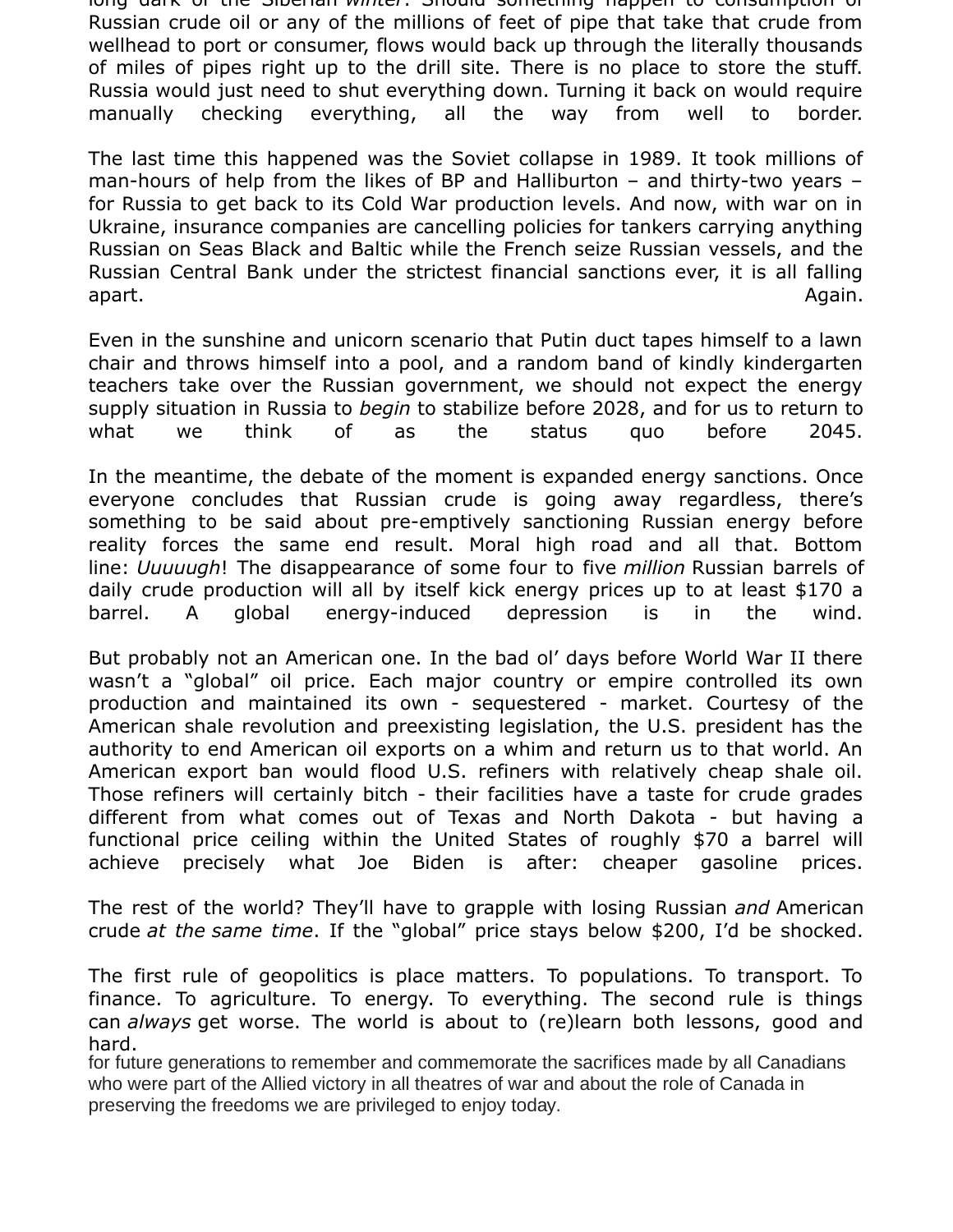long dark of the Siberian *winter*. Should something happen to consumption of Russian crude oil or any of the millions of feet of pipe that take that crude from wellhead to port or consumer, flows would back up through the literally thousands of miles of pipes right up to the drill site. There is no place to store the stuff. Russia would just need to shut everything down. Turning it back on would require manually checking everything, all the way from well to border.

The last time this happened was the Soviet collapse in 1989. It took millions of man-hours of help from the likes of BP and Halliburton – and thirty-two years – for Russia to get back to its Cold War production levels. And now, with war on in Ukraine, insurance companies are cancelling policies for tankers carrying anything Russian on Seas Black and Baltic while the French seize Russian vessels, and the Russian Central Bank under the strictest financial sanctions ever, it is all falling apart. Again.

Even in the sunshine and unicorn scenario that Putin duct tapes himself to a lawn chair and throws himself into a pool, and a random band of kindly kindergarten teachers take over the Russian government, we should not expect the energy supply situation in Russia to *begin* to stabilize before 2028, and for us to return to what we think of as the status quo before 2045.

In the meantime, the debate of the moment is expanded energy sanctions. Once everyone concludes that Russian crude is going away regardless, there's something to be said about pre-emptively sanctioning Russian energy before reality forces the same end result. Moral high road and all that. Bottom line: *Uuuuugh*! The disappearance of some four to five *million* Russian barrels of daily crude production will all by itself kick energy prices up to at least $170 a barrel. A global energy-induced depression is in the wind.

But probably not an American one. In the bad ol' days before World War II there wasn't a "global" oil price. Each major country or empire controlled its own production and maintained its own - sequestered - market. Courtesy of the American shale revolution and preexisting legislation, the U.S. president has the authority to end American oil exports on a whim and return us to that world. An American export ban would flood U.S. refiners with relatively cheap shale oil. Those refiners will certainly bitch - their facilities have a taste for crude grades different from what comes out of Texas and North Dakota - but having a functional price ceiling within the United States of roughly $70 a barrel will achieve precisely what Joe Biden is after: cheaper gasoline prices.

The rest of the world? They'll have to grapple with losing Russian *and* American crude *at the same time*. If the "global" price stays below $200, I'd be shocked.

The first rule of geopolitics is place matters. To populations. To transport. To finance. To agriculture. To energy. To everything. The second rule is things can *always* get worse. The world is about to (re)learn both lessons, good and hard.

for future generations to remember and commemorate the sacrifices made by all Canadians who were part of the Allied victory in all theatres of war and about the role of Canada in preserving the freedoms we are privileged to enjoy today.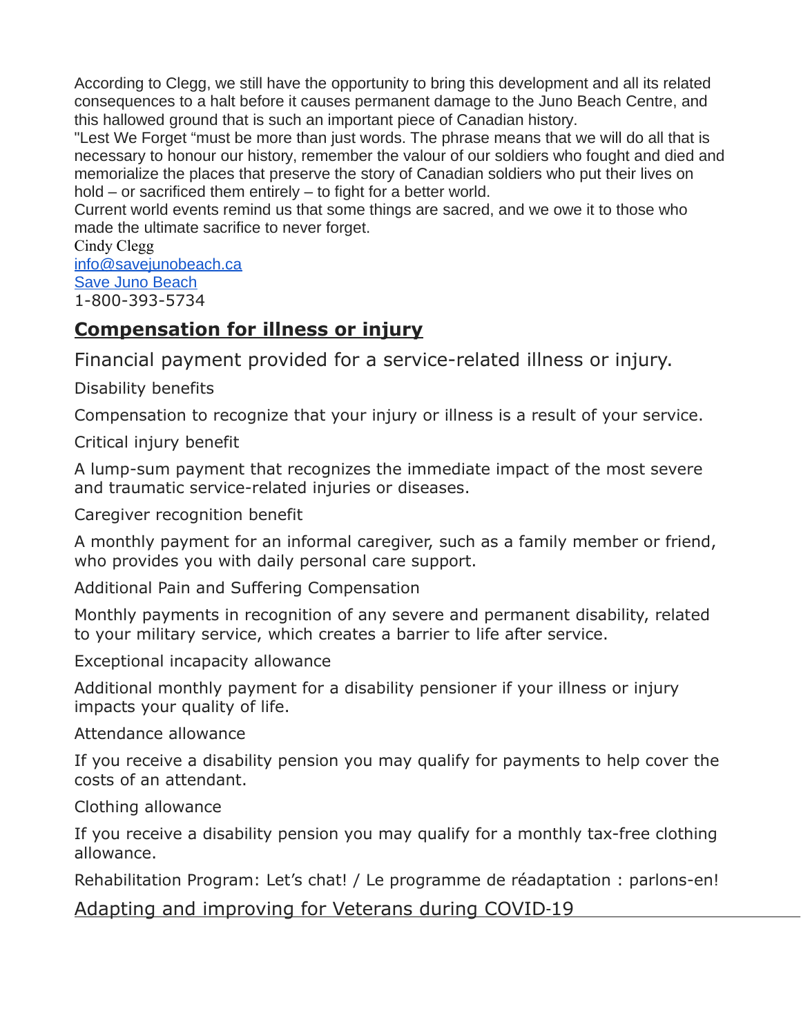According to Clegg, we still have the opportunity to bring this development and all its related consequences to a halt before it causes permanent damage to the Juno Beach Centre, and this hallowed ground that is such an important piece of Canadian history.

"Lest We Forget "must be more than just words. The phrase means that we will do all that is necessary to honour our history, remember the valour of our soldiers who fought and died and memorialize the places that preserve the story of Canadian soldiers who put their lives on hold – or sacrificed them entirely – to fight for a better world.

Current world events remind us that some things are sacred, and we owe it to those who made the ultimate sacrifice to never forget.

Cindy Clegg
info@savejunobeach.ca
Save Juno Beach
1-800-393-5734

## Compensation for illness or injury

Financial payment provided for a service-related illness or injury.

Disability benefits

Compensation to recognize that your injury or illness is a result of your service.

Critical injury benefit

A lump-sum payment that recognizes the immediate impact of the most severe and traumatic service-related injuries or diseases.

Caregiver recognition benefit

A monthly payment for an informal caregiver, such as a family member or friend, who provides you with daily personal care support.

Additional Pain and Suffering Compensation

Monthly payments in recognition of any severe and permanent disability, related to your military service, which creates a barrier to life after service.

Exceptional incapacity allowance

Additional monthly payment for a disability pensioner if your illness or injury impacts your quality of life.

Attendance allowance

If you receive a disability pension you may qualify for payments to help cover the costs of an attendant.

Clothing allowance

If you receive a disability pension you may qualify for a monthly tax-free clothing allowance.

Rehabilitation Program: Let's chat! / Le programme de réadaptation : parlons-en!

Adapting and improving for Veterans during COVID-19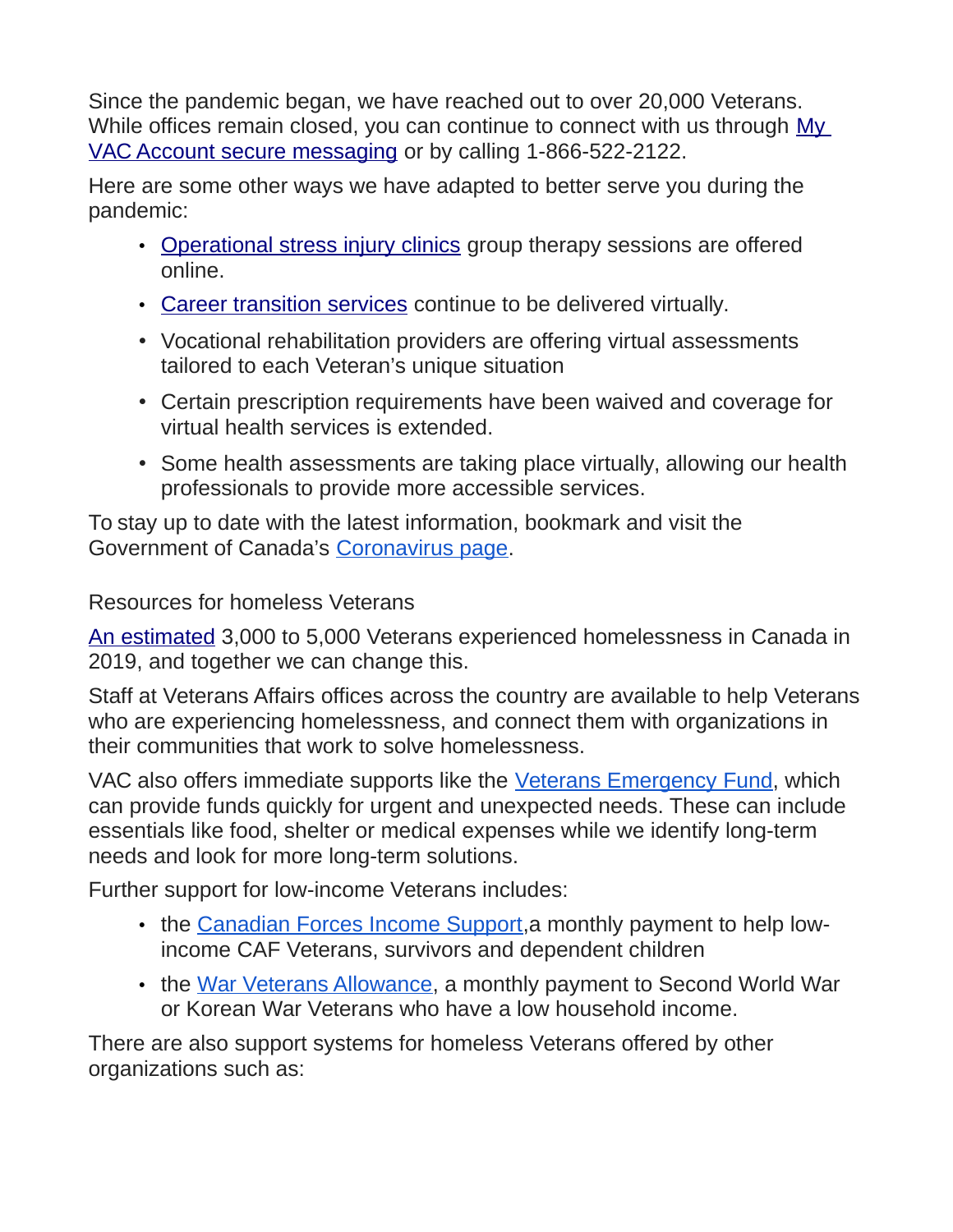Since the pandemic began, we have reached out to over 20,000 Veterans. While offices remain closed, you can continue to connect with us through My VAC Account secure messaging or by calling 1-866-522-2122.

Here are some other ways we have adapted to better serve you during the pandemic:

- Operational stress injury clinics group therapy sessions are offered online.
- Career transition services continue to be delivered virtually.
- Vocational rehabilitation providers are offering virtual assessments tailored to each Veteran's unique situation
- Certain prescription requirements have been waived and coverage for virtual health services is extended.
- Some health assessments are taking place virtually, allowing our health professionals to provide more accessible services.

To stay up to date with the latest information, bookmark and visit the Government of Canada's Coronavirus page.

## Resources for homeless Veterans

An estimated 3,000 to 5,000 Veterans experienced homelessness in Canada in 2019, and together we can change this.

Staff at Veterans Affairs offices across the country are available to help Veterans who are experiencing homelessness, and connect them with organizations in their communities that work to solve homelessness.

VAC also offers immediate supports like the Veterans Emergency Fund, which can provide funds quickly for urgent and unexpected needs. These can include essentials like food, shelter or medical expenses while we identify long-term needs and look for more long-term solutions.

Further support for low-income Veterans includes:

- the Canadian Forces Income Support,a monthly payment to help low-income CAF Veterans, survivors and dependent children
- the War Veterans Allowance, a monthly payment to Second World War or Korean War Veterans who have a low household income.

There are also support systems for homeless Veterans offered by other organizations such as: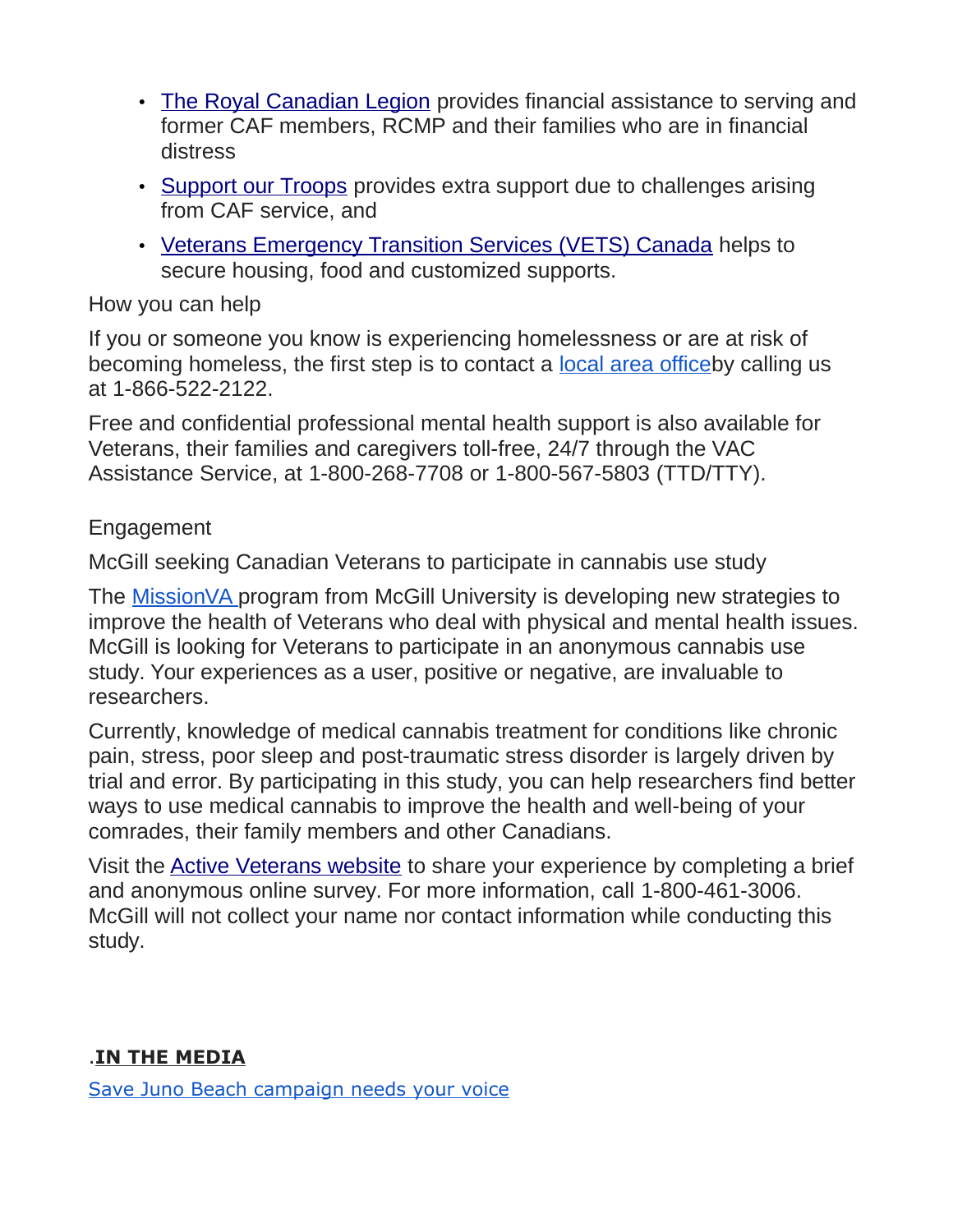- The Royal Canadian Legion provides financial assistance to serving and former CAF members, RCMP and their families who are in financial distress
- Support our Troops provides extra support due to challenges arising from CAF service, and
- Veterans Emergency Transition Services (VETS) Canada helps to secure housing, food and customized supports.

How you can help

If you or someone you know is experiencing homelessness or are at risk of becoming homeless, the first step is to contact a local area officeby calling us at 1-866-522-2122.

Free and confidential professional mental health support is also available for Veterans, their families and caregivers toll-free, 24/7 through the VAC Assistance Service, at 1-800-268-7708 or 1-800-567-5803 (TTD/TTY).

Engagement

McGill seeking Canadian Veterans to participate in cannabis use study

The MissionVA program from McGill University is developing new strategies to improve the health of Veterans who deal with physical and mental health issues. McGill is looking for Veterans to participate in an anonymous cannabis use study. Your experiences as a user, positive or negative, are invaluable to researchers.

Currently, knowledge of medical cannabis treatment for conditions like chronic pain, stress, poor sleep and post-traumatic stress disorder is largely driven by trial and error. By participating in this study, you can help researchers find better ways to use medical cannabis to improve the health and well-being of your comrades, their family members and other Canadians.

Visit the Active Veterans website to share your experience by completing a brief and anonymous online survey. For more information, call 1-800-461-3006. McGill will not collect your name nor contact information while conducting this study.

.**IN THE MEDIA**

Save Juno Beach campaign needs your voice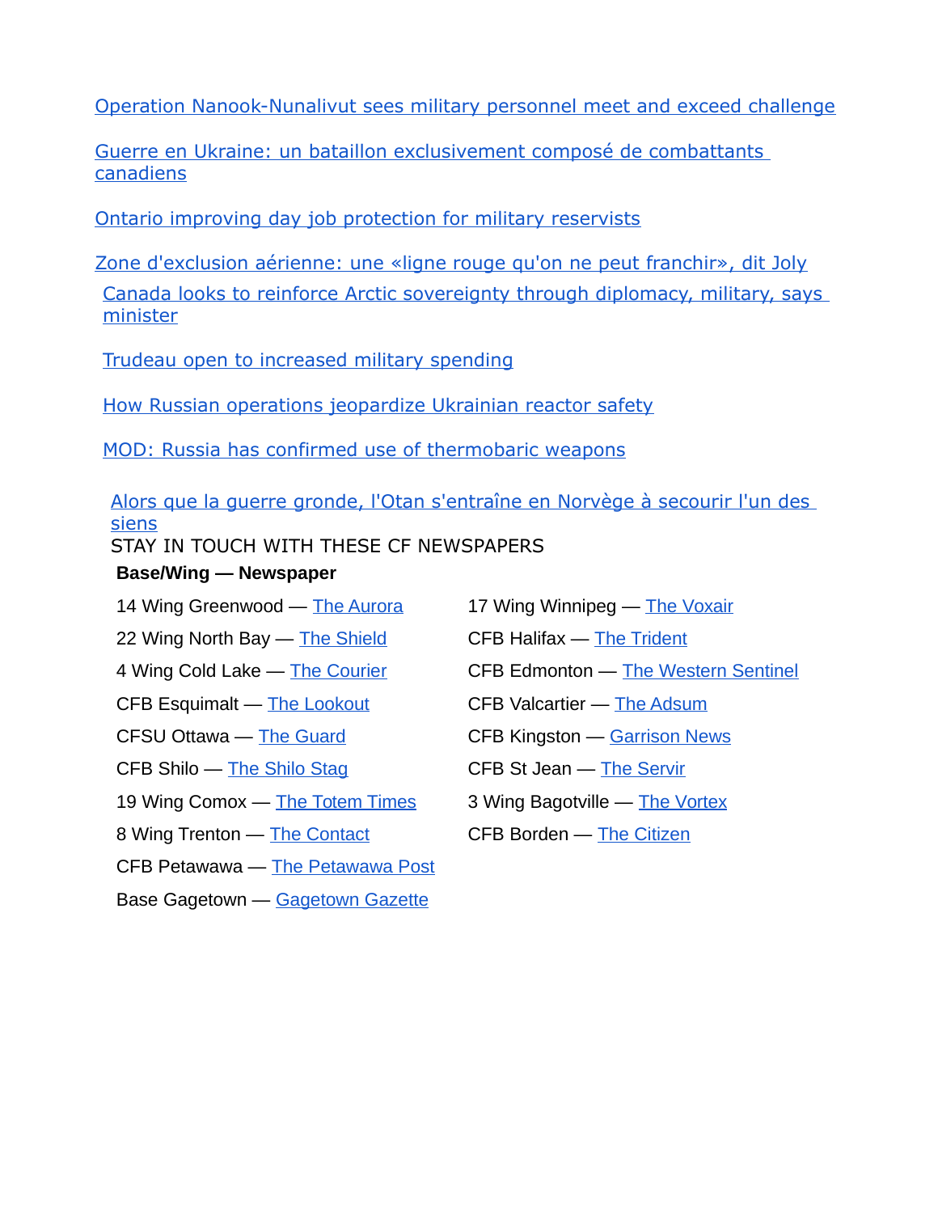Operation Nanook-Nunalivut sees military personnel meet and exceed challenge

Guerre en Ukraine: un bataillon exclusivement composé de combattants canadiens

Ontario improving day job protection for military reservists

Zone d'exclusion aérienne: une «ligne rouge qu'on ne peut franchir», dit Joly

Canada looks to reinforce Arctic sovereignty through diplomacy, military, says minister

Trudeau open to increased military spending

How Russian operations jeopardize Ukrainian reactor safety

MOD: Russia has confirmed use of thermobaric weapons

Alors que la guerre gronde, l'Otan s'entraîne en Norvège à secourir l'un des siens

STAY IN TOUCH WITH THESE CF NEWSPAPERS

**Base/Wing — Newspaper**

- 14 Wing Greenwood — The Aurora
- 22 Wing North Bay — The Shield
- 4 Wing Cold Lake — The Courier
- CFB Esquimalt — The Lookout
- CFSU Ottawa — The Guard
- CFB Shilo — The Shilo Stag
- 19 Wing Comox — The Totem Times
- 8 Wing Trenton — The Contact
- CFB Petawawa — The Petawawa Post
- Base Gagetown — Gagetown Gazette
- 17 Wing Winnipeg — The Voxair
- CFB Halifax — The Trident
- CFB Edmonton — The Western Sentinel
- CFB Valcartier — The Adsum
- CFB Kingston — Garrison News
- CFB St Jean — The Servir
- 3 Wing Bagotville — The Vortex
- CFB Borden — The Citizen